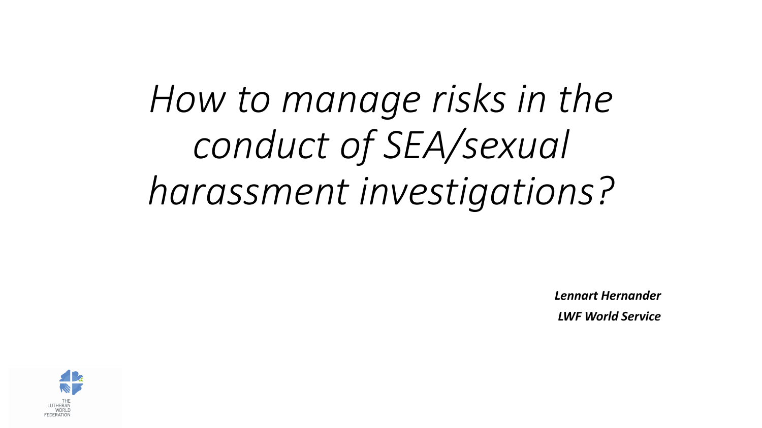# *How to manage risks in the conduct of SEA/sexual harassment investigations?*

***Lennart Hernander***

***LWF World Service***

THE LUTHERAN WORLD FEDERATION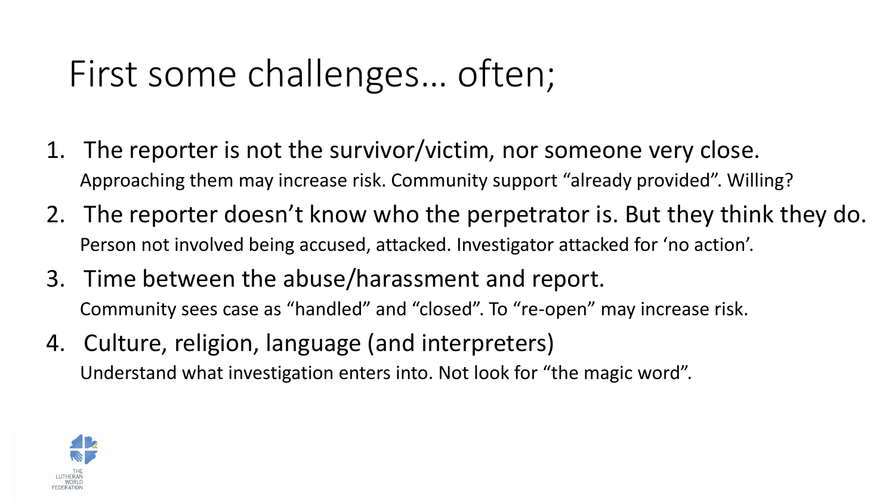# First some challenges… often;

1. The reporter is not the survivor/victim, nor someone very close.
   Approaching them may increase risk. Community support “already provided”. Willing?
2. The reporter doesn’t know who the perpetrator is. But they think they do.
   Person not involved being accused, attacked. Investigator attacked for ‘no action’.
3. Time between the abuse/harassment and report.
   Community sees case as “handled” and “closed”. To “re-open” may increase risk.
4. Culture, religion, language (and interpreters)
   Understand what investigation enters into. Not look for “the magic word”.

THE LUTHERAN WORLD FEDERATION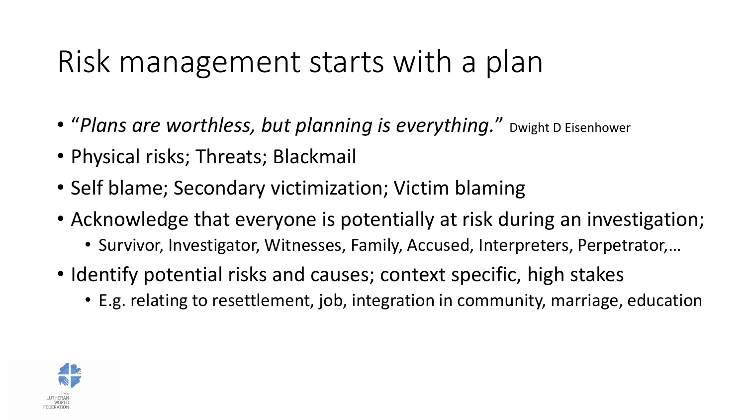# Risk management starts with a plan

- "*Plans are worthless, but planning is everything.*" Dwight D Eisenhower
- Physical risks; Threats; Blackmail
- Self blame; Secondary victimization; Victim blaming
- Acknowledge that everyone is potentially at risk during an investigation;
  - Survivor, Investigator, Witnesses, Family, Accused, Interpreters, Perpetrator,…
- Identify potential risks and causes; context specific, high stakes
  - E.g. relating to resettlement, job, integration in community, marriage, education

THE LUTHERAN WORLD FEDERATION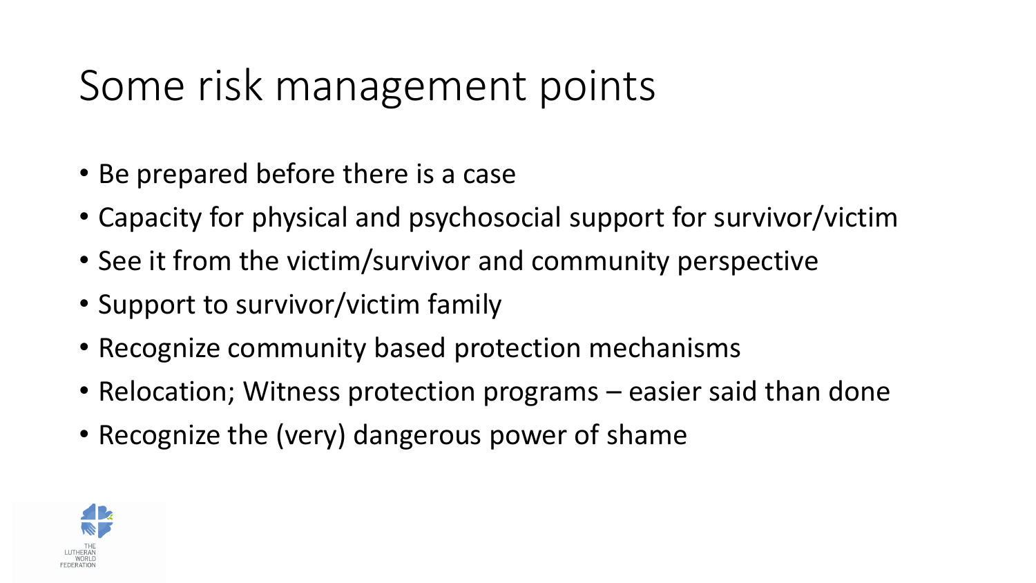# Some risk management points

- Be prepared before there is a case
- Capacity for physical and psychosocial support for survivor/victim
- See it from the victim/survivor and community perspective
- Support to survivor/victim family
- Recognize community based protection mechanisms
- Relocation; Witness protection programs – easier said than done
- Recognize the (very) dangerous power of shame

THE LUTHERAN WORLD FEDERATION